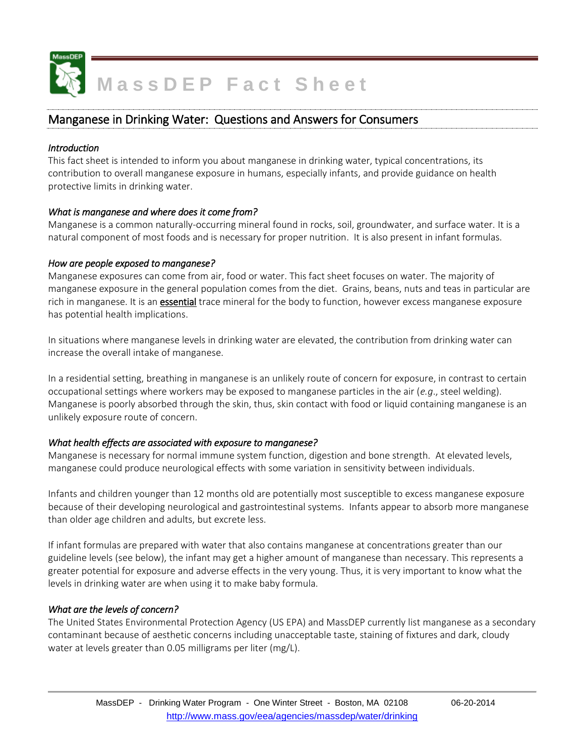# MassDEP Fact Sheet

## Manganese in Drinking Water: Questions and Answers for Consumers

### *Introduction*

This fact sheet is intended to inform you about manganese in drinking water, typical concentrations, its contribution to overall manganese exposure in humans, especially infants, and provide guidance on health protective limits in drinking water.

### *What is manganese and where does it come from?*

Manganese is a common naturally-occurring mineral found in rocks, soil, groundwater, and surface water. It is a natural component of most foods and is necessary for proper nutrition. It is also present in infant formulas.

### *How are people exposed to manganese?*

Manganese exposures can come from air, food or water. This fact sheet focuses on water. The majority of manganese exposure in the general population comes from the diet. Grains, beans, nuts and teas in particular are rich in manganese. It is an **essential** trace mineral for the body to function, however excess manganese exposure has potential health implications.

In situations where manganese levels in drinking water are elevated, the contribution from drinking water can increase the overall intake of manganese.

In a residential setting, breathing in manganese is an unlikely route of concern for exposure, in contrast to certain occupational settings where workers may be exposed to manganese particles in the air (*e.g*., steel welding). Manganese is poorly absorbed through the skin, thus, skin contact with food or liquid containing manganese is an unlikely exposure route of concern.

### *What health effects are associated with exposure to manganese?*

Manganese is necessary for normal immune system function, digestion and bone strength. At elevated levels, manganese could produce neurological effects with some variation in sensitivity between individuals.

Infants and children younger than 12 months old are potentially most susceptible to excess manganese exposure because of their developing neurological and gastrointestinal systems. Infants appear to absorb more manganese than older age children and adults, but excrete less.

If infant formulas are prepared with water that also contains manganese at concentrations greater than our guideline levels (see below), the infant may get a higher amount of manganese than necessary. This represents a greater potential for exposure and adverse effects in the very young. Thus, it is very important to know what the levels in drinking water are when using it to make baby formula.

### *What are the levels of concern?*

The United States Environmental Protection Agency (US EPA) and MassDEP currently list manganese as a secondary contaminant because of aesthetic concerns including unacceptable taste, staining of fixtures and dark, cloudy water at levels greater than 0.05 milligrams per liter (mg/L).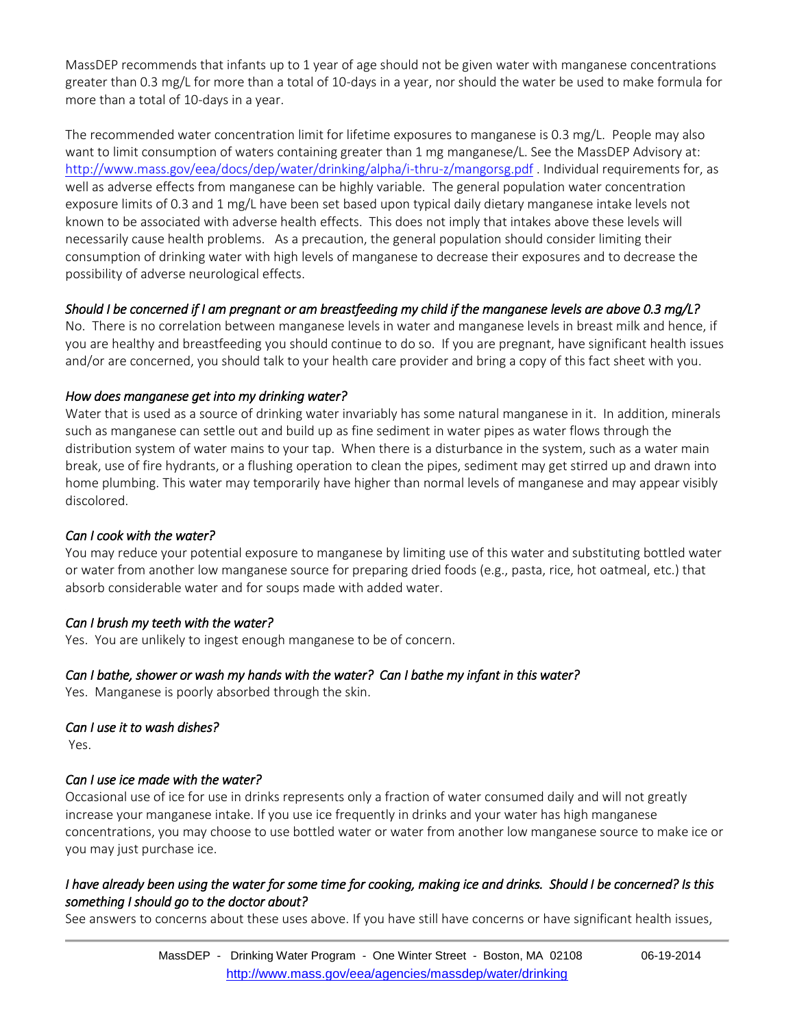MassDEP recommends that infants up to 1 year of age should not be given water with manganese concentrations greater than 0.3 mg/L for more than a total of 10-days in a year, nor should the water be used to make formula for more than a total of 10-days in a year.

The recommended water concentration limit for lifetime exposures to manganese is 0.3 mg/L. People may also want to limit consumption of waters containing greater than 1 mg manganese/L. See the MassDEP Advisory at: http://www.mass.gov/eea/docs/dep/water/drinking/alpha/i-thru-z/mangorsg.pdf . Individual requirements for, as well as adverse effects from manganese can be highly variable. The general population water concentration exposure limits of 0.3 and 1 mg/L have been set based upon typical daily dietary manganese intake levels not known to be associated with adverse health effects. This does not imply that intakes above these levels will necessarily cause health problems. As a precaution, the general population should consider limiting their consumption of drinking water with high levels of manganese to decrease their exposures and to decrease the possibility of adverse neurological effects.

*Should I be concerned if I am pregnant or am breastfeeding my child if the manganese levels are above 0.3 mg/L?*

No. There is no correlation between manganese levels in water and manganese levels in breast milk and hence, if you are healthy and breastfeeding you should continue to do so. If you are pregnant, have significant health issues and/or are concerned, you should talk to your health care provider and bring a copy of this fact sheet with you.

*How does manganese get into my drinking water?*

Water that is used as a source of drinking water invariably has some natural manganese in it. In addition, minerals such as manganese can settle out and build up as fine sediment in water pipes as water flows through the distribution system of water mains to your tap. When there is a disturbance in the system, such as a water main break, use of fire hydrants, or a flushing operation to clean the pipes, sediment may get stirred up and drawn into home plumbing. This water may temporarily have higher than normal levels of manganese and may appear visibly discolored.

*Can I cook with the water?*

You may reduce your potential exposure to manganese by limiting use of this water and substituting bottled water or water from another low manganese source for preparing dried foods (e.g., pasta, rice, hot oatmeal, etc.) that absorb considerable water and for soups made with added water.

*Can I brush my teeth with the water?*

Yes. You are unlikely to ingest enough manganese to be of concern.

*Can I bathe, shower or wash my hands with the water? Can I bathe my infant in this water?*

Yes. Manganese is poorly absorbed through the skin.

*Can I use it to wash dishes?*

Yes.

*Can I use ice made with the water?*

Occasional use of ice for use in drinks represents only a fraction of water consumed daily and will not greatly increase your manganese intake. If you use ice frequently in drinks and your water has high manganese concentrations, you may choose to use bottled water or water from another low manganese source to make ice or you may just purchase ice.

*I have already been using the water for some time for cooking, making ice and drinks. Should I be concerned? Is this something I should go to the doctor about?*

See answers to concerns about these uses above. If you have still have concerns or have significant health issues,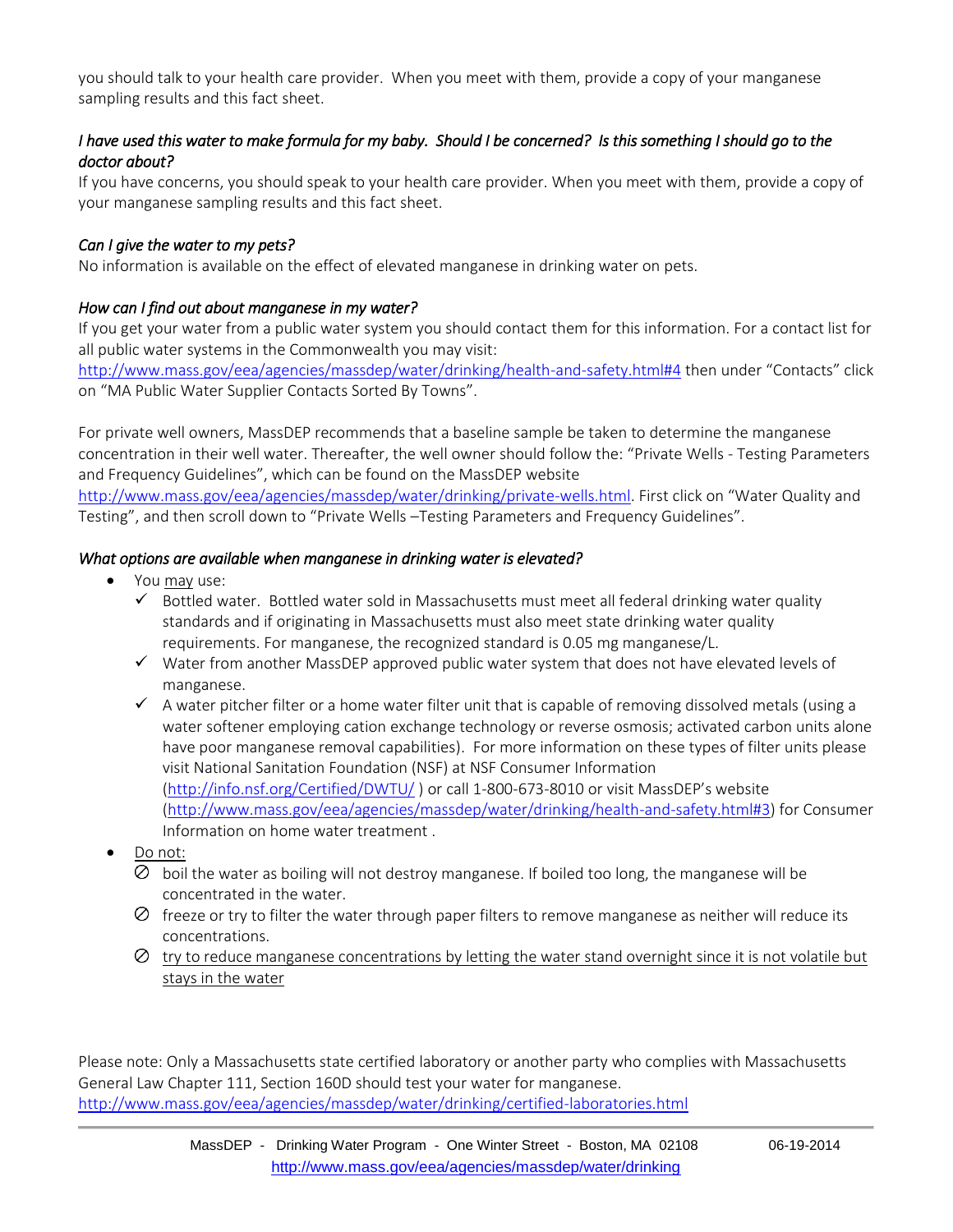you should talk to your health care provider. When you meet with them, provide a copy of your manganese sampling results and this fact sheet.

*I have used this water to make formula for my baby. Should I be concerned? Is this something I should go to the doctor about?*

If you have concerns, you should speak to your health care provider. When you meet with them, provide a copy of your manganese sampling results and this fact sheet.

*Can I give the water to my pets?*

No information is available on the effect of elevated manganese in drinking water on pets.

*How can I find out about manganese in my water?*

If you get your water from a public water system you should contact them for this information. For a contact list for all public water systems in the Commonwealth you may visit: http://www.mass.gov/eea/agencies/massdep/water/drinking/health-and-safety.html#4 then under "Contacts" click on "MA Public Water Supplier Contacts Sorted By Towns".

For private well owners, MassDEP recommends that a baseline sample be taken to determine the manganese concentration in their well water. Thereafter, the well owner should follow the: "Private Wells - Testing Parameters and Frequency Guidelines", which can be found on the MassDEP website http://www.mass.gov/eea/agencies/massdep/water/drinking/private-wells.html. First click on "Water Quality and Testing", and then scroll down to "Private Wells –Testing Parameters and Frequency Guidelines".

*What options are available when manganese in drinking water is elevated?*

- You may use:
  - ✓ Bottled water. Bottled water sold in Massachusetts must meet all federal drinking water quality standards and if originating in Massachusetts must also meet state drinking water quality requirements. For manganese, the recognized standard is 0.05 mg manganese/L.
  - ✓ Water from another MassDEP approved public water system that does not have elevated levels of manganese.
  - ✓ A water pitcher filter or a home water filter unit that is capable of removing dissolved metals (using a water softener employing cation exchange technology or reverse osmosis; activated carbon units alone have poor manganese removal capabilities). For more information on these types of filter units please visit National Sanitation Foundation (NSF) at NSF Consumer Information (http://info.nsf.org/Certified/DWTU/ ) or call 1-800-673-8010 or visit MassDEP's website (http://www.mass.gov/eea/agencies/massdep/water/drinking/health-and-safety.html#3) for Consumer Information on home water treatment .
- Do not:
  - ⊘ boil the water as boiling will not destroy manganese. If boiled too long, the manganese will be concentrated in the water.
  - ⊘ freeze or try to filter the water through paper filters to remove manganese as neither will reduce its concentrations.
  - ⊘ try to reduce manganese concentrations by letting the water stand overnight since it is not volatile but stays in the water

Please note: Only a Massachusetts state certified laboratory or another party who complies with Massachusetts General Law Chapter 111, Section 160D should test your water for manganese. http://www.mass.gov/eea/agencies/massdep/water/drinking/certified-laboratories.html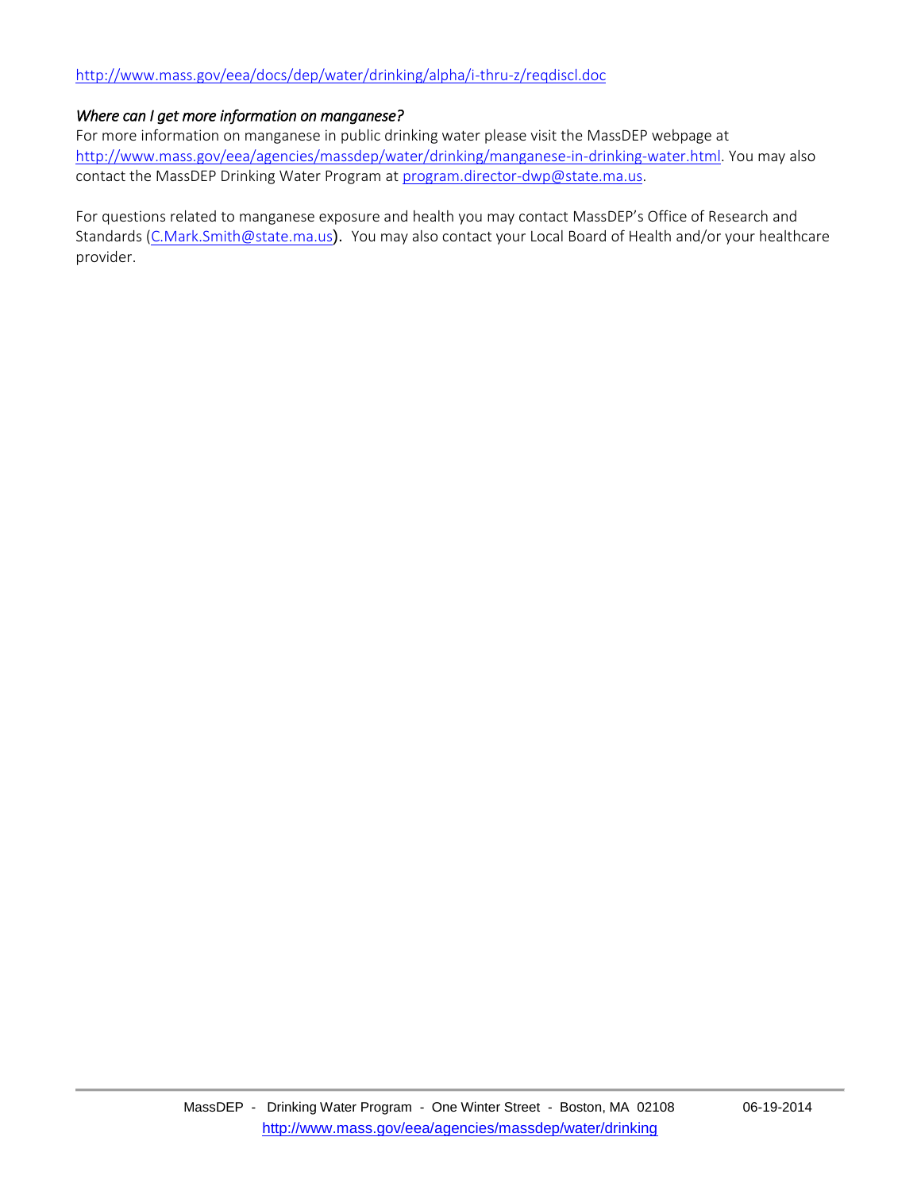http://www.mass.gov/eea/docs/dep/water/drinking/alpha/i-thru-z/reqdiscl.doc

*Where can I get more information on manganese?*

For more information on manganese in public drinking water please visit the MassDEP webpage at http://www.mass.gov/eea/agencies/massdep/water/drinking/manganese-in-drinking-water.html. You may also contact the MassDEP Drinking Water Program at program.director-dwp@state.ma.us.

For questions related to manganese exposure and health you may contact MassDEP's Office of Research and Standards (C.Mark.Smith@state.ma.us). You may also contact your Local Board of Health and/or your healthcare provider.